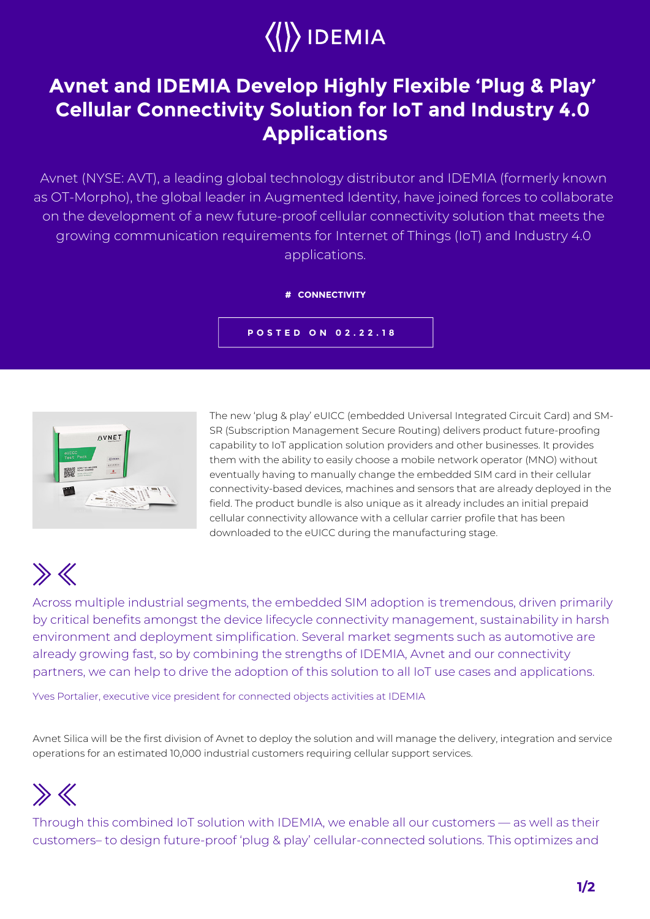IDEMIA

# Avnet and IDEMIA Develop Highly Flexible 'Plug & Play' Cellular Connectivity Solution for IoT and Industry 4.0 Applications

Avnet (NYSE: AVT), a leading global technology distributor and IDEMIA (formerly known as OT-Morpho), the global leader in Augmented Identity, have joined forces to collaborate on the development of a new future-proof cellular connectivity solution that meets the growing communication requirements for Internet of Things (IoT) and Industry 4.0 applications.

# CONNECTIVITY

POSTED ON 02.22.18

The new 'plug & play' eUICC (embedded Universal Integrated Circuit Card) and SM-SR (Subscription Management Secure Routing) delivers product future-proofing capability to IoT application solution providers and other businesses. It provides them with the ability to easily choose a mobile network operator (MNO) without eventually having to manually change the embedded SIM card in their cellular connectivity-based devices, machines and sensors that are already deployed in the field. The product bundle is also unique as it already includes an initial prepaid cellular connectivity allowance with a cellular carrier profile that has been downloaded to the eUICC during the manufacturing stage.

> Across multiple industrial segments, the embedded SIM adoption is tremendous, driven primarily by critical benefits amongst the device lifecycle connectivity management, sustainability in harsh environment and deployment simplification. Several market segments such as automotive are already growing fast, so by combining the strengths of IDEMIA, Avnet and our connectivity partners, we can help to drive the adoption of this solution to all IoT use cases and applications.
>
> Yves Portalier, executive vice president for connected objects activities at IDEMIA

Avnet Silica will be the first division of Avnet to deploy the solution and will manage the delivery, integration and service operations for an estimated 10,000 industrial customers requiring cellular support services.

> Through this combined IoT solution with IDEMIA, we enable all our customers — as well as their customers– to design future-proof 'plug & play' cellular-connected solutions. This optimizes and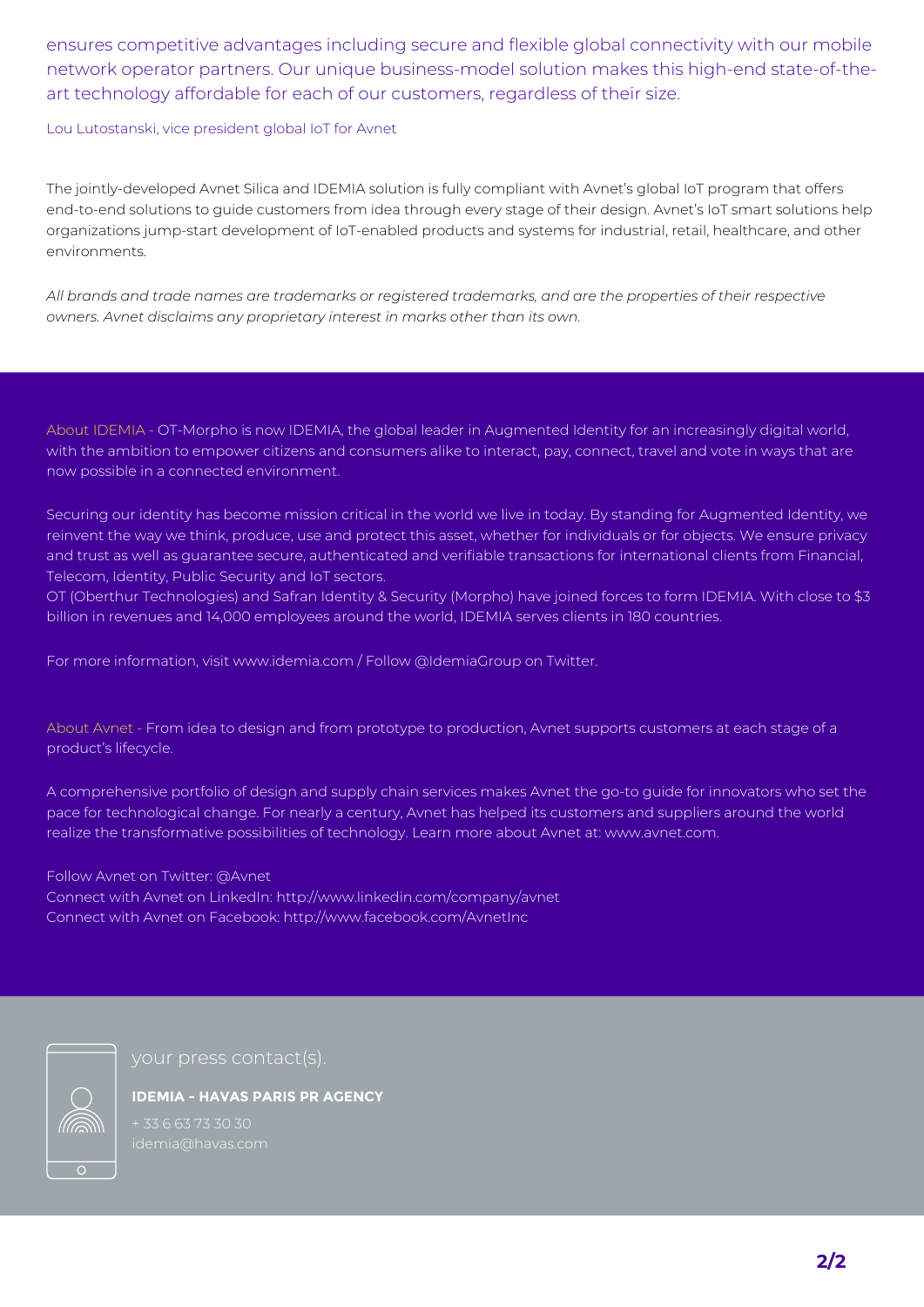ensures competitive advantages including secure and flexible global connectivity with our mobile network operator partners. Our unique business-model solution makes this high-end state-of-the-art technology affordable for each of our customers, regardless of their size.

Lou Lutostanski, vice president global IoT for Avnet

The jointly-developed Avnet Silica and IDEMIA solution is fully compliant with Avnet's global IoT program that offers end-to-end solutions to guide customers from idea through every stage of their design. Avnet's IoT smart solutions help organizations jump-start development of IoT-enabled products and systems for industrial, retail, healthcare, and other environments.

*All brands and trade names are trademarks or registered trademarks, and are the properties of their respective owners. Avnet disclaims any proprietary interest in marks other than its own.*

About IDEMIA - OT-Morpho is now IDEMIA, the global leader in Augmented Identity for an increasingly digital world, with the ambition to empower citizens and consumers alike to interact, pay, connect, travel and vote in ways that are now possible in a connected environment.

Securing our identity has become mission critical in the world we live in today. By standing for Augmented Identity, we reinvent the way we think, produce, use and protect this asset, whether for individuals or for objects. We ensure privacy and trust as well as guarantee secure, authenticated and verifiable transactions for international clients from Financial, Telecom, Identity, Public Security and IoT sectors.
OT (Oberthur Technologies) and Safran Identity & Security (Morpho) have joined forces to form IDEMIA. With close to $3 billion in revenues and 14,000 employees around the world, IDEMIA serves clients in 180 countries.

For more information, visit www.idemia.com / Follow @IdemiaGroup on Twitter.

About Avnet - From idea to design and from prototype to production, Avnet supports customers at each stage of a product's lifecycle.

A comprehensive portfolio of design and supply chain services makes Avnet the go-to guide for innovators who set the pace for technological change. For nearly a century, Avnet has helped its customers and suppliers around the world realize the transformative possibilities of technology. Learn more about Avnet at: www.avnet.com.

Follow Avnet on Twitter: @Avnet
Connect with Avnet on LinkedIn: http://www.linkedin.com/company/avnet
Connect with Avnet on Facebook: http://www.facebook.com/AvnetInc

your press contact(s).

**IDEMIA - HAVAS PARIS PR AGENCY**

+ 33 6 63 73 30 30
idemia@havas.com